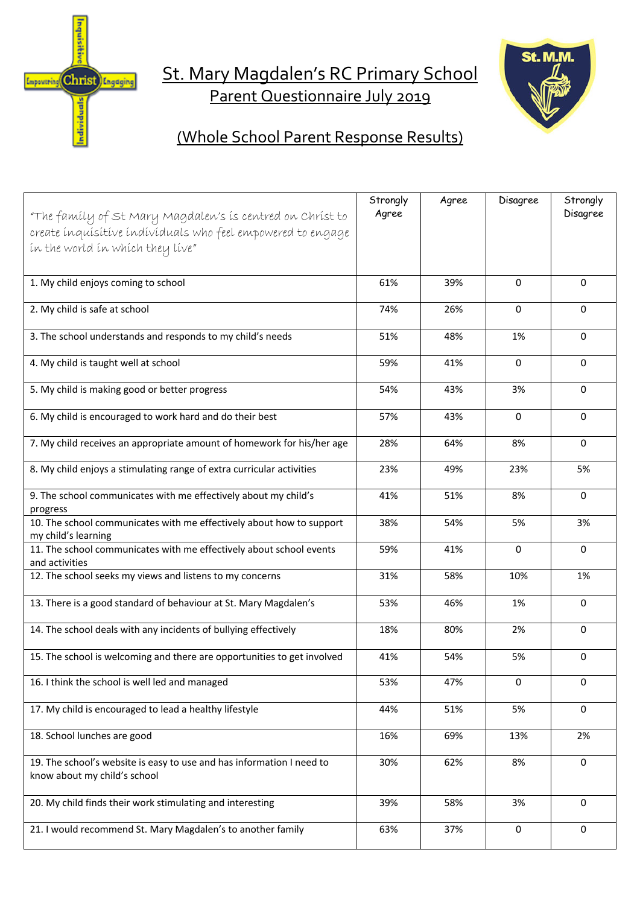# St. Mary Magdalen's RC Primary School

## Parent Questionnaire July 2019

## (Whole School Parent Response Results)

| *"The family of St Mary Magdalen's is centred on Christ to create inquisitive individuals who feel empowered to engage in the world in which they live"* | Strongly Agree | Agree | Disagree | Strongly Disagree |
|---|---|---|---|---|
| 1. My child enjoys coming to school | 61% | 39% | 0 | 0 |
| 2. My child is safe at school | 74% | 26% | 0 | 0 |
| 3. The school understands and responds to my child's needs | 51% | 48% | 1% | 0 |
| 4. My child is taught well at school | 59% | 41% | 0 | 0 |
| 5. My child is making good or better progress | 54% | 43% | 3% | 0 |
| 6. My child is encouraged to work hard and do their best | 57% | 43% | 0 | 0 |
| 7. My child receives an appropriate amount of homework for his/her age | 28% | 64% | 8% | 0 |
| 8. My child enjoys a stimulating range of extra curricular activities | 23% | 49% | 23% | 5% |
| 9. The school communicates with me effectively about my child's progress | 41% | 51% | 8% | 0 |
| 10. The school communicates with me effectively about how to support my child's learning | 38% | 54% | 5% | 3% |
| 11. The school communicates with me effectively about school events and activities | 59% | 41% | 0 | 0 |
| 12. The school seeks my views and listens to my concerns | 31% | 58% | 10% | 1% |
| 13. There is a good standard of behaviour at St. Mary Magdalen's | 53% | 46% | 1% | 0 |
| 14. The school deals with any incidents of bullying effectively | 18% | 80% | 2% | 0 |
| 15. The school is welcoming and there are opportunities to get involved | 41% | 54% | 5% | 0 |
| 16. I think the school is well led and managed | 53% | 47% | 0 | 0 |
| 17. My child is encouraged to lead a healthy lifestyle | 44% | 51% | 5% | 0 |
| 18. School lunches are good | 16% | 69% | 13% | 2% |
| 19. The school's website is easy to use and has information I need to know about my child's school | 30% | 62% | 8% | 0 |
| 20. My child finds their work stimulating and interesting | 39% | 58% | 3% | 0 |
| 21. I would recommend St. Mary Magdalen's to another family | 63% | 37% | 0 | 0 |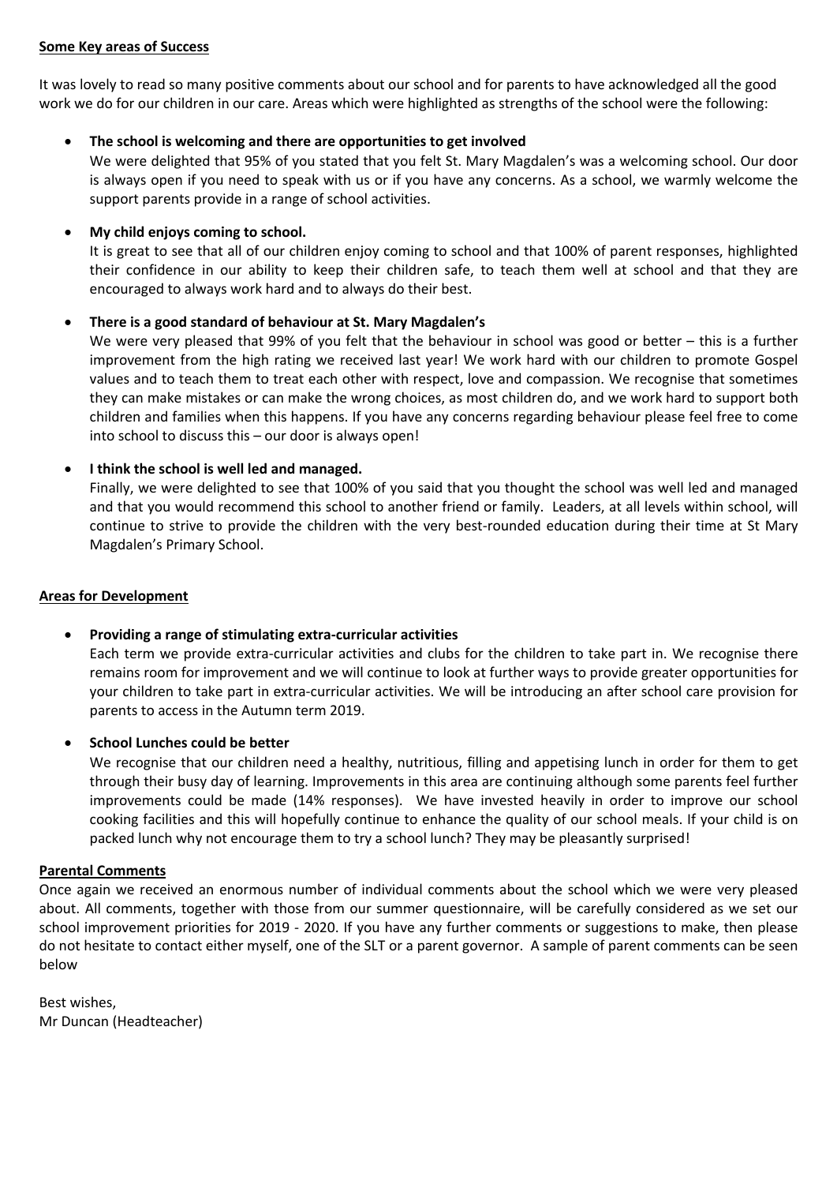**Some Key areas of Success**

It was lovely to read so many positive comments about our school and for parents to have acknowledged all the good work we do for our children in our care. Areas which were highlighted as strengths of the school were the following:

- **The school is welcoming and there are opportunities to get involved**
  We were delighted that 95% of you stated that you felt St. Mary Magdalen's was a welcoming school. Our door is always open if you need to speak with us or if you have any concerns. As a school, we warmly welcome the support parents provide in a range of school activities.

- **My child enjoys coming to school.**
  It is great to see that all of our children enjoy coming to school and that 100% of parent responses, highlighted their confidence in our ability to keep their children safe, to teach them well at school and that they are encouraged to always work hard and to always do their best.

- **There is a good standard of behaviour at St. Mary Magdalen's**
  We were very pleased that 99% of you felt that the behaviour in school was good or better – this is a further improvement from the high rating we received last year! We work hard with our children to promote Gospel values and to teach them to treat each other with respect, love and compassion. We recognise that sometimes they can make mistakes or can make the wrong choices, as most children do, and we work hard to support both children and families when this happens. If you have any concerns regarding behaviour please feel free to come into school to discuss this – our door is always open!

- **I think the school is well led and managed.**
  Finally, we were delighted to see that 100% of you said that you thought the school was well led and managed and that you would recommend this school to another friend or family. Leaders, at all levels within school, will continue to strive to provide the children with the very best-rounded education during their time at St Mary Magdalen's Primary School.

**Areas for Development**

- **Providing a range of stimulating extra-curricular activities**
  Each term we provide extra-curricular activities and clubs for the children to take part in. We recognise there remains room for improvement and we will continue to look at further ways to provide greater opportunities for your children to take part in extra-curricular activities. We will be introducing an after school care provision for parents to access in the Autumn term 2019.

- **School Lunches could be better**
  We recognise that our children need a healthy, nutritious, filling and appetising lunch in order for them to get through their busy day of learning. Improvements in this area are continuing although some parents feel further improvements could be made (14% responses). We have invested heavily in order to improve our school cooking facilities and this will hopefully continue to enhance the quality of our school meals. If your child is on packed lunch why not encourage them to try a school lunch? They may be pleasantly surprised!

**Parental Comments**

Once again we received an enormous number of individual comments about the school which we were very pleased about. All comments, together with those from our summer questionnaire, will be carefully considered as we set our school improvement priorities for 2019 - 2020. If you have any further comments or suggestions to make, then please do not hesitate to contact either myself, one of the SLT or a parent governor. A sample of parent comments can be seen below

Best wishes,
Mr Duncan (Headteacher)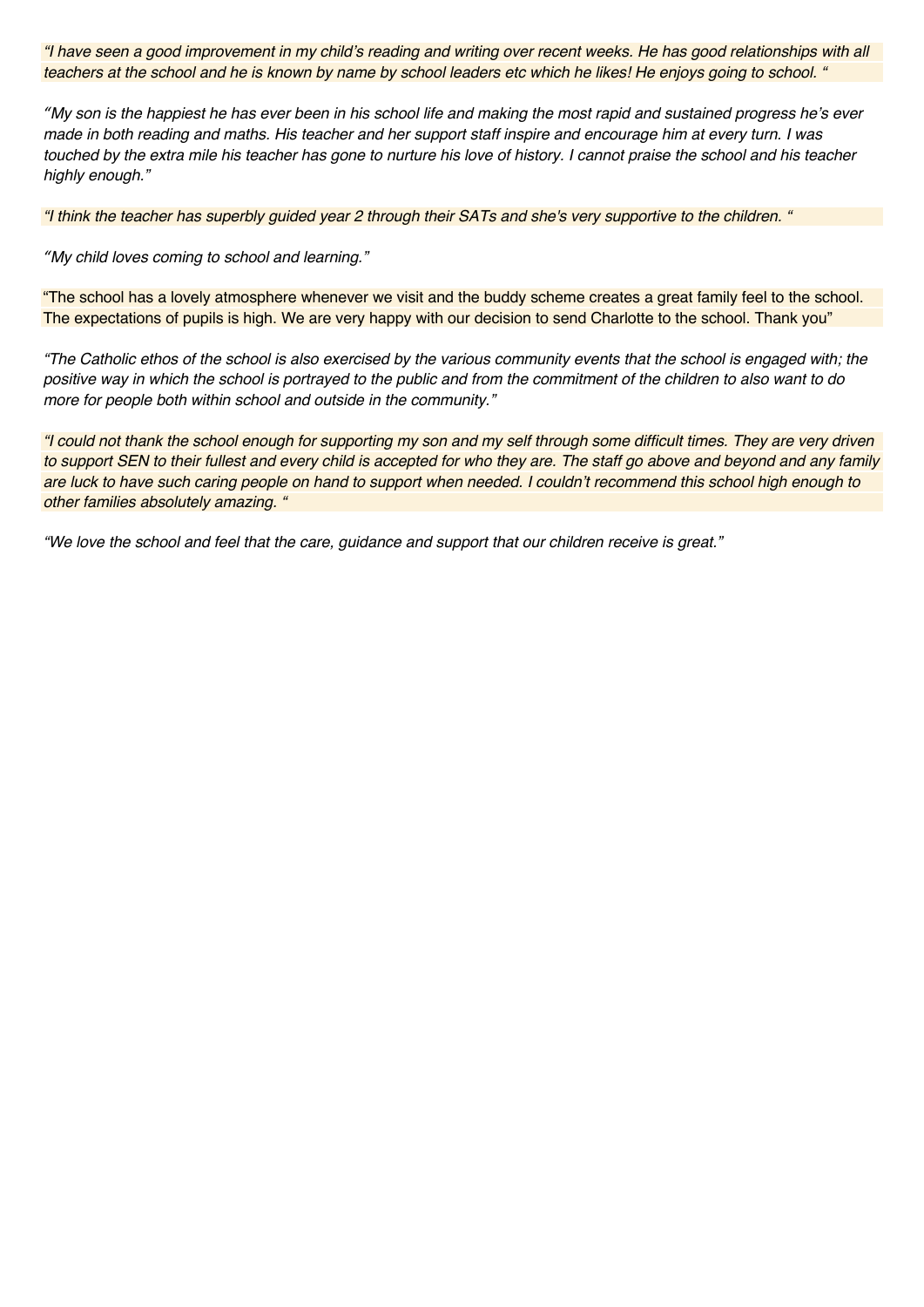*"I have seen a good improvement in my child's reading and writing over recent weeks. He has good relationships with all teachers at the school and he is known by name by school leaders etc which he likes! He enjoys going to school. "*

*"My son is the happiest he has ever been in his school life and making the most rapid and sustained progress he's ever made in both reading and maths. His teacher and her support staff inspire and encourage him at every turn. I was touched by the extra mile his teacher has gone to nurture his love of history. I cannot praise the school and his teacher highly enough."*

*"I think the teacher has superbly guided year 2 through their SATs and she's very supportive to the children. "*

*"My child loves coming to school and learning."*

"The school has a lovely atmosphere whenever we visit and the buddy scheme creates a great family feel to the school. The expectations of pupils is high. We are very happy with our decision to send Charlotte to the school. Thank you"

*"The Catholic ethos of the school is also exercised by the various community events that the school is engaged with; the positive way in which the school is portrayed to the public and from the commitment of the children to also want to do more for people both within school and outside in the community."*

*"I could not thank the school enough for supporting my son and my self through some difficult times. They are very driven to support SEN to their fullest and every child is accepted for who they are. The staff go above and beyond and any family are luck to have such caring people on hand to support when needed. I couldn't recommend this school high enough to other families absolutely amazing. "*

*"We love the school and feel that the care, guidance and support that our children receive is great."*